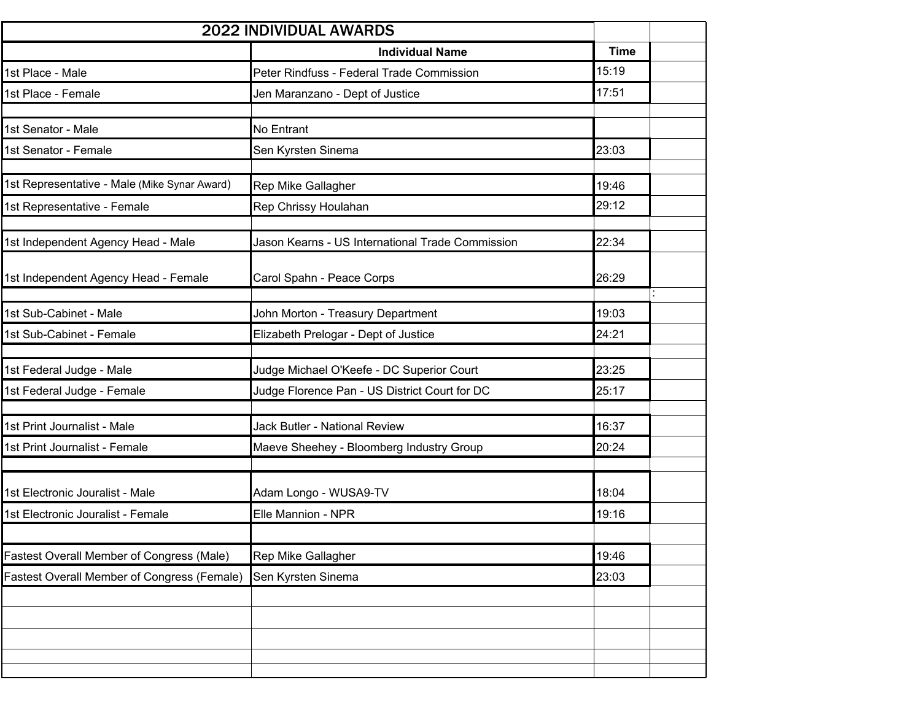## 2022 INDIVIDUAL AWARDS

| | Individual Name | Time | |
|---|---|---|---|
| 1st Place - Male | Peter Rindfuss - Federal Trade Commission | 15:19 | |
| 1st Place - Female | Jen Maranzano - Dept of Justice | 17:51 | |
| | | | |
| 1st Senator - Male | No Entrant | | |
| 1st Senator - Female | Sen Kyrsten Sinema | 23:03 | |
| | | | |
| 1st Representative - Male (Mike Synar Award) | Rep Mike Gallagher | 19:46 | |
| 1st Representative - Female | Rep Chrissy Houlahan | 29:12 | |
| | | | |
| 1st Independent Agency Head - Male | Jason Kearns - US International Trade Commission | 22:34 | |
| 1st Independent Agency Head - Female | Carol Spahn - Peace Corps | 26:29 | |
| | | | : |
| 1st Sub-Cabinet - Male | John Morton - Treasury Department | 19:03 | |
| 1st Sub-Cabinet - Female | Elizabeth Prelogar - Dept of Justice | 24:21 | |
| | | | |
| 1st Federal Judge - Male | Judge Michael O'Keefe - DC Superior Court | 23:25 | |
| 1st Federal Judge - Female | Judge Florence Pan - US District Court for DC | 25:17 | |
| | | | |
| 1st Print Journalist - Male | Jack Butler - National Review | 16:37 | |
| 1st Print Journalist - Female | Maeve Sheehey - Bloomberg Industry Group | 20:24 | |
| | | | |
| 1st Electronic Jouralist - Male | Adam Longo - WUSA9-TV | 18:04 | |
| 1st Electronic Jouralist - Female | Elle Mannion - NPR | 19:16 | |
| | | | |
| Fastest Overall Member of Congress (Male) | Rep Mike Gallagher | 19:46 | |
| Fastest Overall Member of Congress (Female) | Sen Kyrsten Sinema | 23:03 | |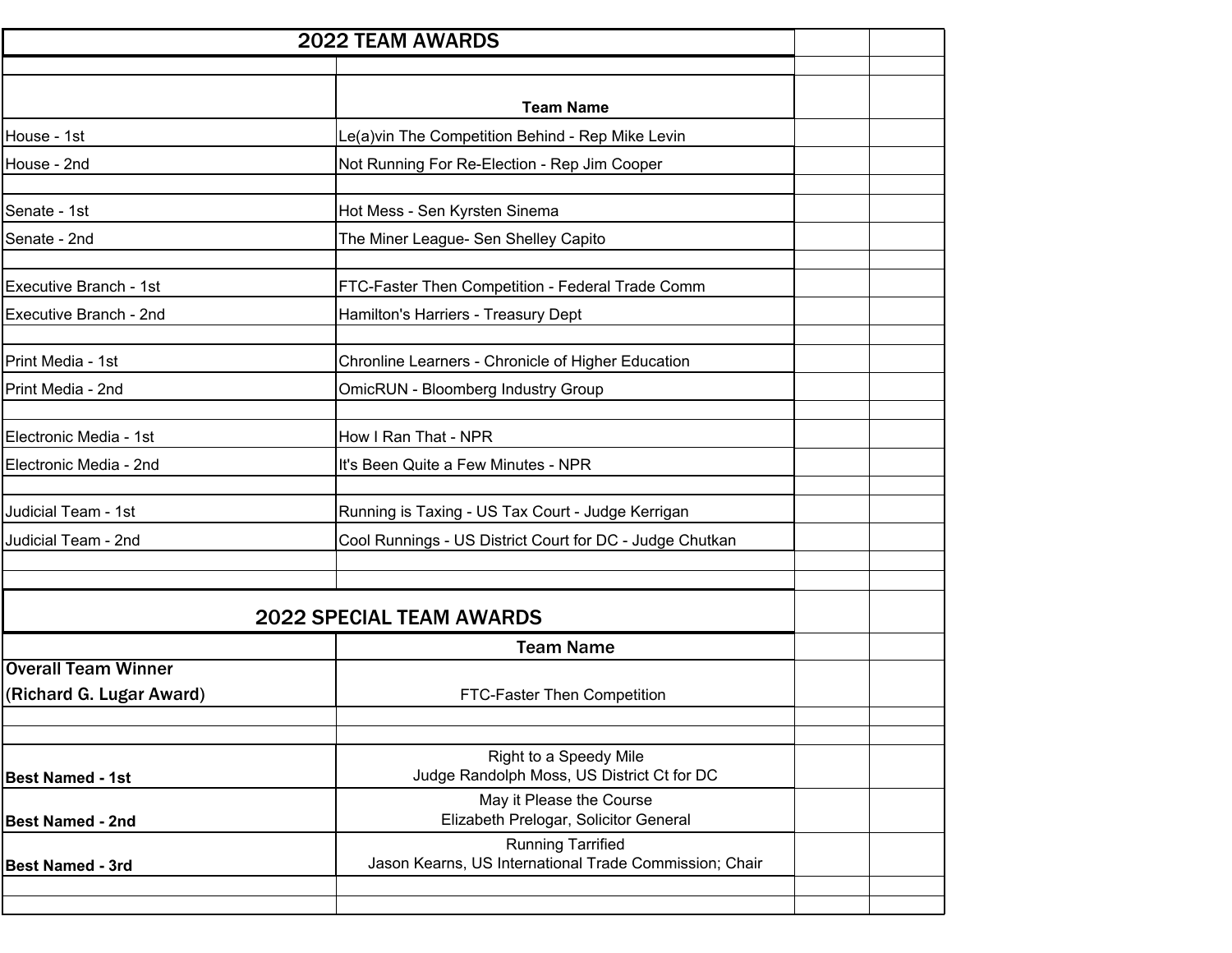## 2022 TEAM AWARDS

| | Team Name |
|---|---|
| House - 1st | Le(a)vin The Competition Behind - Rep Mike Levin |
| House - 2nd | Not Running For Re-Election - Rep Jim Cooper |
| | |
| Senate - 1st | Hot Mess - Sen Kyrsten Sinema |
| Senate - 2nd | The Miner League- Sen Shelley Capito |
| | |
| Executive Branch - 1st | FTC-Faster Then Competition - Federal Trade Comm |
| Executive Branch - 2nd | Hamilton's Harriers - Treasury Dept |
| | |
| Print Media - 1st | Chronline Learners - Chronicle of Higher Education |
| Print Media - 2nd | OmicRUN - Bloomberg Industry Group |
| | |
| Electronic Media - 1st | How I Ran That - NPR |
| Electronic Media - 2nd | It's Been Quite a Few Minutes - NPR |
| | |
| Judicial Team - 1st | Running is Taxing - US Tax Court - Judge Kerrigan |
| Judicial Team - 2nd | Cool Runnings - US District Court for DC - Judge Chutkan |

## 2022 SPECIAL TEAM AWARDS

| | Team Name |
|---|---|
| **Overall Team Winner (Richard G. Lugar Award)** | FTC-Faster Then Competition |
| | |
| **Best Named - 1st** | Right to a Speedy Mile<br>Judge Randolph Moss, US District Ct for DC |
| **Best Named - 2nd** | May it Please the Course<br>Elizabeth Prelogar, Solicitor General |
| **Best Named - 3rd** | Running Tarrified<br>Jason Kearns, US International Trade Commission; Chair |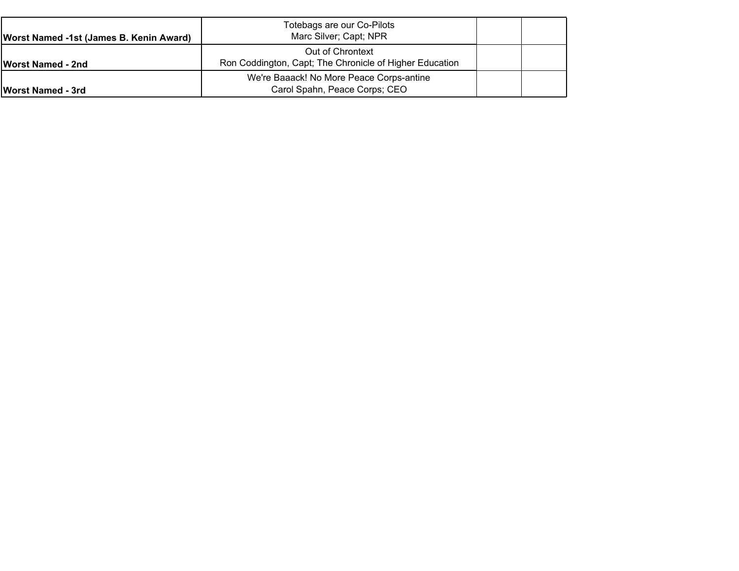| | | | |
|---|---|---|---|
| **Worst Named -1st (James B. Kenin Award)** | Totebags are our Co-Pilots<br>Marc Silver; Capt; NPR | | |
| **Worst Named - 2nd** | Out of Chrontext<br>Ron Coddington, Capt; The Chronicle of Higher Education | | |
| **Worst Named - 3rd** | We're Baaack! No More Peace Corps-antine<br>Carol Spahn, Peace Corps; CEO | | |